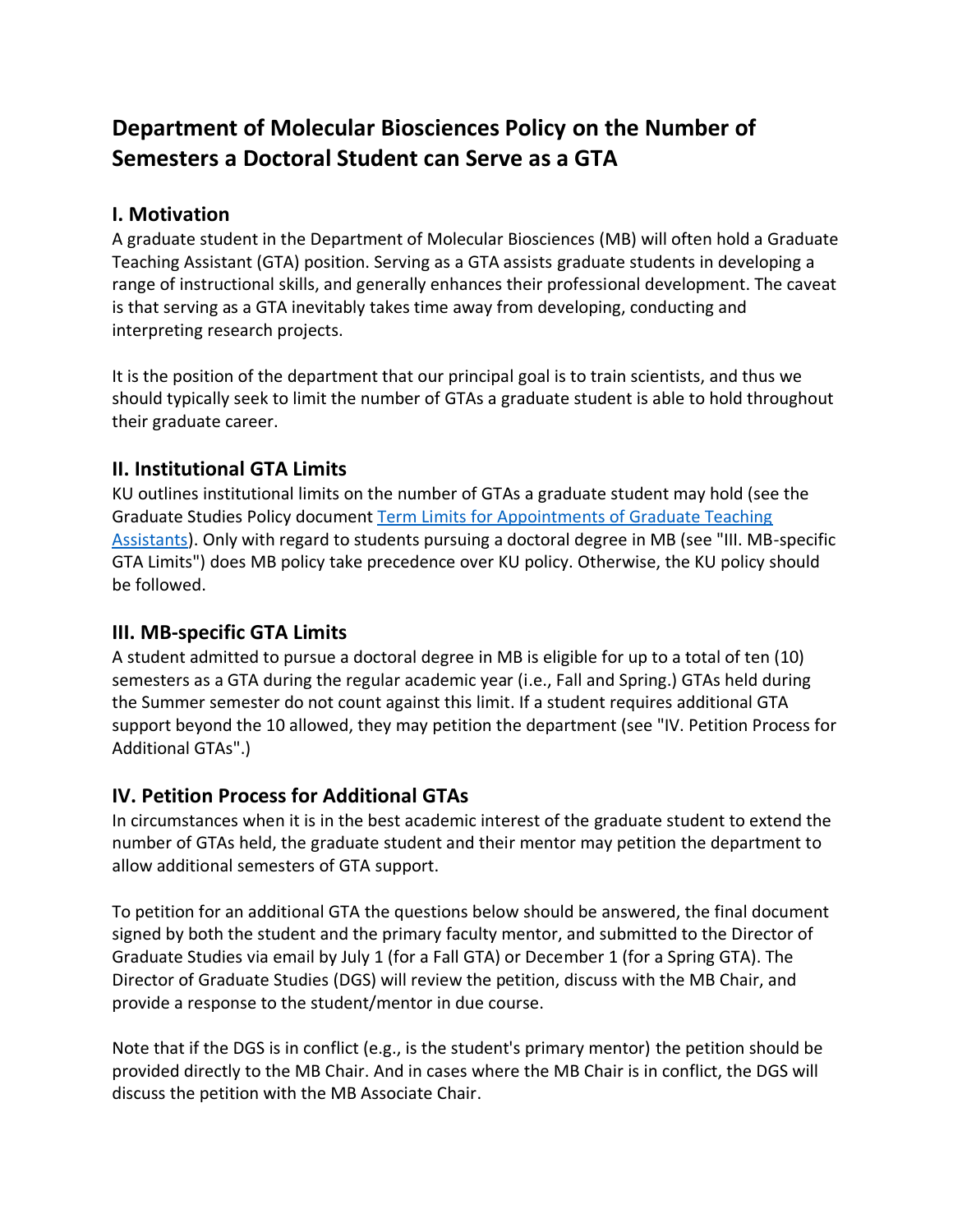# Department of Molecular Biosciences Policy on the Number of Semesters a Doctoral Student can Serve as a GTA

## I. Motivation

A graduate student in the Department of Molecular Biosciences (MB) will often hold a Graduate Teaching Assistant (GTA) position. Serving as a GTA assists graduate students in developing a range of instructional skills, and generally enhances their professional development. The caveat is that serving as a GTA inevitably takes time away from developing, conducting and interpreting research projects.

It is the position of the department that our principal goal is to train scientists, and thus we should typically seek to limit the number of GTAs a graduate student is able to hold throughout their graduate career.

## II. Institutional GTA Limits

KU outlines institutional limits on the number of GTAs a graduate student may hold (see the Graduate Studies Policy document [Term Limits for Appointments of Graduate Teaching Assistants]). Only with regard to students pursuing a doctoral degree in MB (see "III. MB-specific GTA Limits") does MB policy take precedence over KU policy. Otherwise, the KU policy should be followed.

## III. MB-specific GTA Limits

A student admitted to pursue a doctoral degree in MB is eligible for up to a total of ten (10) semesters as a GTA during the regular academic year (i.e., Fall and Spring.) GTAs held during the Summer semester do not count against this limit. If a student requires additional GTA support beyond the 10 allowed, they may petition the department (see "IV. Petition Process for Additional GTAs".)

## IV. Petition Process for Additional GTAs

In circumstances when it is in the best academic interest of the graduate student to extend the number of GTAs held, the graduate student and their mentor may petition the department to allow additional semesters of GTA support.

To petition for an additional GTA the questions below should be answered, the final document signed by both the student and the primary faculty mentor, and submitted to the Director of Graduate Studies via email by July 1 (for a Fall GTA) or December 1 (for a Spring GTA). The Director of Graduate Studies (DGS) will review the petition, discuss with the MB Chair, and provide a response to the student/mentor in due course.

Note that if the DGS is in conflict (e.g., is the student's primary mentor) the petition should be provided directly to the MB Chair. And in cases where the MB Chair is in conflict, the DGS will discuss the petition with the MB Associate Chair.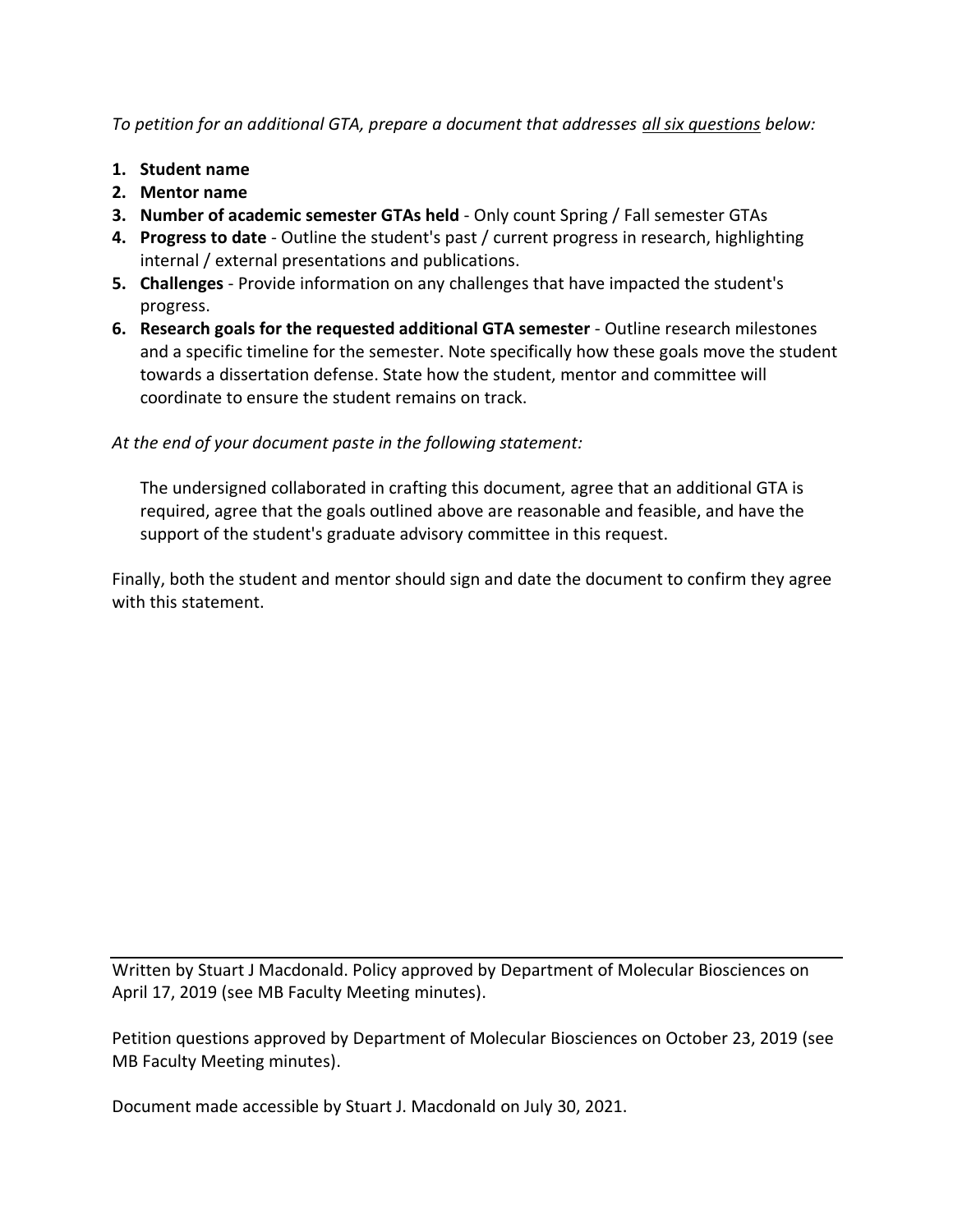*To petition for an additional GTA, prepare a document that addresses all six questions below:*

1. **Student name**
2. **Mentor name**
3. **Number of academic semester GTAs held** - Only count Spring / Fall semester GTAs
4. **Progress to date** - Outline the student's past / current progress in research, highlighting internal / external presentations and publications.
5. **Challenges** - Provide information on any challenges that have impacted the student's progress.
6. **Research goals for the requested additional GTA semester** - Outline research milestones and a specific timeline for the semester. Note specifically how these goals move the student towards a dissertation defense. State how the student, mentor and committee will coordinate to ensure the student remains on track.

*At the end of your document paste in the following statement:*

> The undersigned collaborated in crafting this document, agree that an additional GTA is required, agree that the goals outlined above are reasonable and feasible, and have the support of the student's graduate advisory committee in this request.

Finally, both the student and mentor should sign and date the document to confirm they agree with this statement.

---

Written by Stuart J Macdonald. Policy approved by Department of Molecular Biosciences on April 17, 2019 (see MB Faculty Meeting minutes).

Petition questions approved by Department of Molecular Biosciences on October 23, 2019 (see MB Faculty Meeting minutes).

Document made accessible by Stuart J. Macdonald on July 30, 2021.